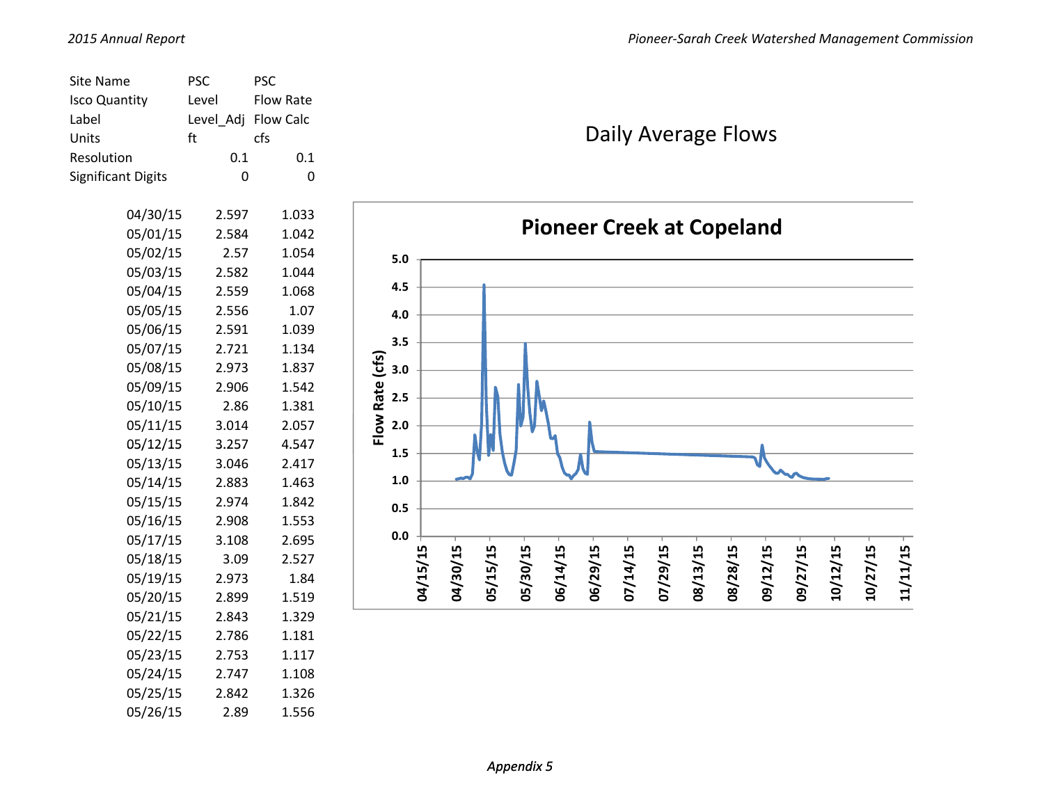| Site Name | PSC | PSC |
|---|---|---|
| Isco Quantity | Level | Flow Rate |
| Label | Level_Adj | Flow Calc |
| Units | ft | cfs |
| Resolution | 0.1 | 0.1 |
| Significant Digits | 0 | 0 |
| 04/30/15 | 2.597 | 1.033 |
| 05/01/15 | 2.584 | 1.042 |
| 05/02/15 | 2.57 | 1.054 |
| 05/03/15 | 2.582 | 1.044 |
| 05/04/15 | 2.559 | 1.068 |
| 05/05/15 | 2.556 | 1.07 |
| 05/06/15 | 2.591 | 1.039 |
| 05/07/15 | 2.721 | 1.134 |
| 05/08/15 | 2.973 | 1.837 |
| 05/09/15 | 2.906 | 1.542 |
| 05/10/15 | 2.86 | 1.381 |
| 05/11/15 | 3.014 | 2.057 |
| 05/12/15 | 3.257 | 4.547 |
| 05/13/15 | 3.046 | 2.417 |
| 05/14/15 | 2.883 | 1.463 |
| 05/15/15 | 2.974 | 1.842 |
| 05/16/15 | 2.908 | 1.553 |
| 05/17/15 | 3.108 | 2.695 |
| 05/18/15 | 3.09 | 2.527 |
| 05/19/15 | 2.973 | 1.84 |
| 05/20/15 | 2.899 | 1.519 |
| 05/21/15 | 2.843 | 1.329 |
| 05/22/15 | 2.786 | 1.181 |
| 05/23/15 | 2.753 | 1.117 |
| 05/24/15 | 2.747 | 1.108 |
| 05/25/15 | 2.842 | 1.326 |
| 05/26/15 | 2.89 | 1.556 |

## Daily Average Flows

**Pioneer Creek at Copeland**

*Appendix 5*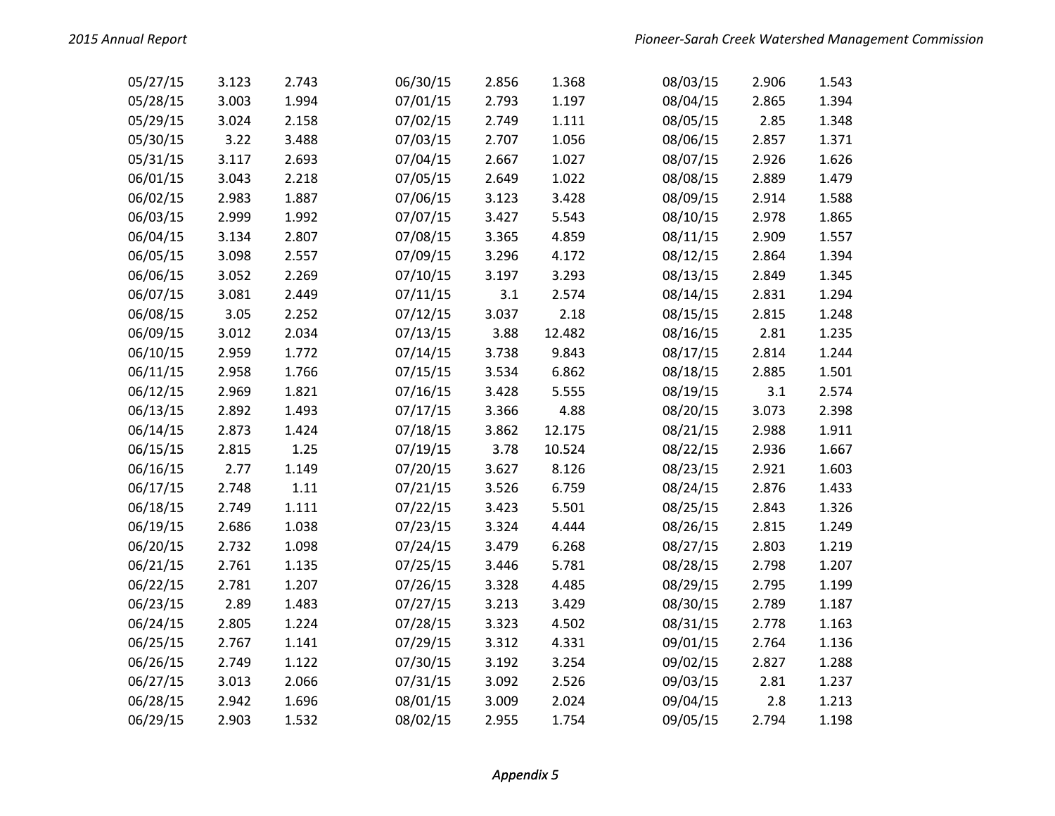| | | |
|---|---|---|
| 05/27/15 | 3.123 | 2.743 |
| 05/28/15 | 3.003 | 1.994 |
| 05/29/15 | 3.024 | 2.158 |
| 05/30/15 | 3.22 | 3.488 |
| 05/31/15 | 3.117 | 2.693 |
| 06/01/15 | 3.043 | 2.218 |
| 06/02/15 | 2.983 | 1.887 |
| 06/03/15 | 2.999 | 1.992 |
| 06/04/15 | 3.134 | 2.807 |
| 06/05/15 | 3.098 | 2.557 |
| 06/06/15 | 3.052 | 2.269 |
| 06/07/15 | 3.081 | 2.449 |
| 06/08/15 | 3.05 | 2.252 |
| 06/09/15 | 3.012 | 2.034 |
| 06/10/15 | 2.959 | 1.772 |
| 06/11/15 | 2.958 | 1.766 |
| 06/12/15 | 2.969 | 1.821 |
| 06/13/15 | 2.892 | 1.493 |
| 06/14/15 | 2.873 | 1.424 |
| 06/15/15 | 2.815 | 1.25 |
| 06/16/15 | 2.77 | 1.149 |
| 06/17/15 | 2.748 | 1.11 |
| 06/18/15 | 2.749 | 1.111 |
| 06/19/15 | 2.686 | 1.038 |
| 06/20/15 | 2.732 | 1.098 |
| 06/21/15 | 2.761 | 1.135 |
| 06/22/15 | 2.781 | 1.207 |
| 06/23/15 | 2.89 | 1.483 |
| 06/24/15 | 2.805 | 1.224 |
| 06/25/15 | 2.767 | 1.141 |
| 06/26/15 | 2.749 | 1.122 |
| 06/27/15 | 3.013 | 2.066 |
| 06/28/15 | 2.942 | 1.696 |
| 06/29/15 | 2.903 | 1.532 |
| 06/30/15 | 2.856 | 1.368 |
| 07/01/15 | 2.793 | 1.197 |
| 07/02/15 | 2.749 | 1.111 |
| 07/03/15 | 2.707 | 1.056 |
| 07/04/15 | 2.667 | 1.027 |
| 07/05/15 | 2.649 | 1.022 |
| 07/06/15 | 3.123 | 3.428 |
| 07/07/15 | 3.427 | 5.543 |
| 07/08/15 | 3.365 | 4.859 |
| 07/09/15 | 3.296 | 4.172 |
| 07/10/15 | 3.197 | 3.293 |
| 07/11/15 | 3.1 | 2.574 |
| 07/12/15 | 3.037 | 2.18 |
| 07/13/15 | 3.88 | 12.482 |
| 07/14/15 | 3.738 | 9.843 |
| 07/15/15 | 3.534 | 6.862 |
| 07/16/15 | 3.428 | 5.555 |
| 07/17/15 | 3.366 | 4.88 |
| 07/18/15 | 3.862 | 12.175 |
| 07/19/15 | 3.78 | 10.524 |
| 07/20/15 | 3.627 | 8.126 |
| 07/21/15 | 3.526 | 6.759 |
| 07/22/15 | 3.423 | 5.501 |
| 07/23/15 | 3.324 | 4.444 |
| 07/24/15 | 3.479 | 6.268 |
| 07/25/15 | 3.446 | 5.781 |
| 07/26/15 | 3.328 | 4.485 |
| 07/27/15 | 3.213 | 3.429 |
| 07/28/15 | 3.323 | 4.502 |
| 07/29/15 | 3.312 | 4.331 |
| 07/30/15 | 3.192 | 3.254 |
| 07/31/15 | 3.092 | 2.526 |
| 08/01/15 | 3.009 | 2.024 |
| 08/02/15 | 2.955 | 1.754 |
| 08/03/15 | 2.906 | 1.543 |
| 08/04/15 | 2.865 | 1.394 |
| 08/05/15 | 2.85 | 1.348 |
| 08/06/15 | 2.857 | 1.371 |
| 08/07/15 | 2.926 | 1.626 |
| 08/08/15 | 2.889 | 1.479 |
| 08/09/15 | 2.914 | 1.588 |
| 08/10/15 | 2.978 | 1.865 |
| 08/11/15 | 2.909 | 1.557 |
| 08/12/15 | 2.864 | 1.394 |
| 08/13/15 | 2.849 | 1.345 |
| 08/14/15 | 2.831 | 1.294 |
| 08/15/15 | 2.815 | 1.248 |
| 08/16/15 | 2.81 | 1.235 |
| 08/17/15 | 2.814 | 1.244 |
| 08/18/15 | 2.885 | 1.501 |
| 08/19/15 | 3.1 | 2.574 |
| 08/20/15 | 3.073 | 2.398 |
| 08/21/15 | 2.988 | 1.911 |
| 08/22/15 | 2.936 | 1.667 |
| 08/23/15 | 2.921 | 1.603 |
| 08/24/15 | 2.876 | 1.433 |
| 08/25/15 | 2.843 | 1.326 |
| 08/26/15 | 2.815 | 1.249 |
| 08/27/15 | 2.803 | 1.219 |
| 08/28/15 | 2.798 | 1.207 |
| 08/29/15 | 2.795 | 1.199 |
| 08/30/15 | 2.789 | 1.187 |
| 08/31/15 | 2.778 | 1.163 |
| 09/01/15 | 2.764 | 1.136 |
| 09/02/15 | 2.827 | 1.288 |
| 09/03/15 | 2.81 | 1.237 |
| 09/04/15 | 2.8 | 1.213 |
| 09/05/15 | 2.794 | 1.198 |

*Appendix 5*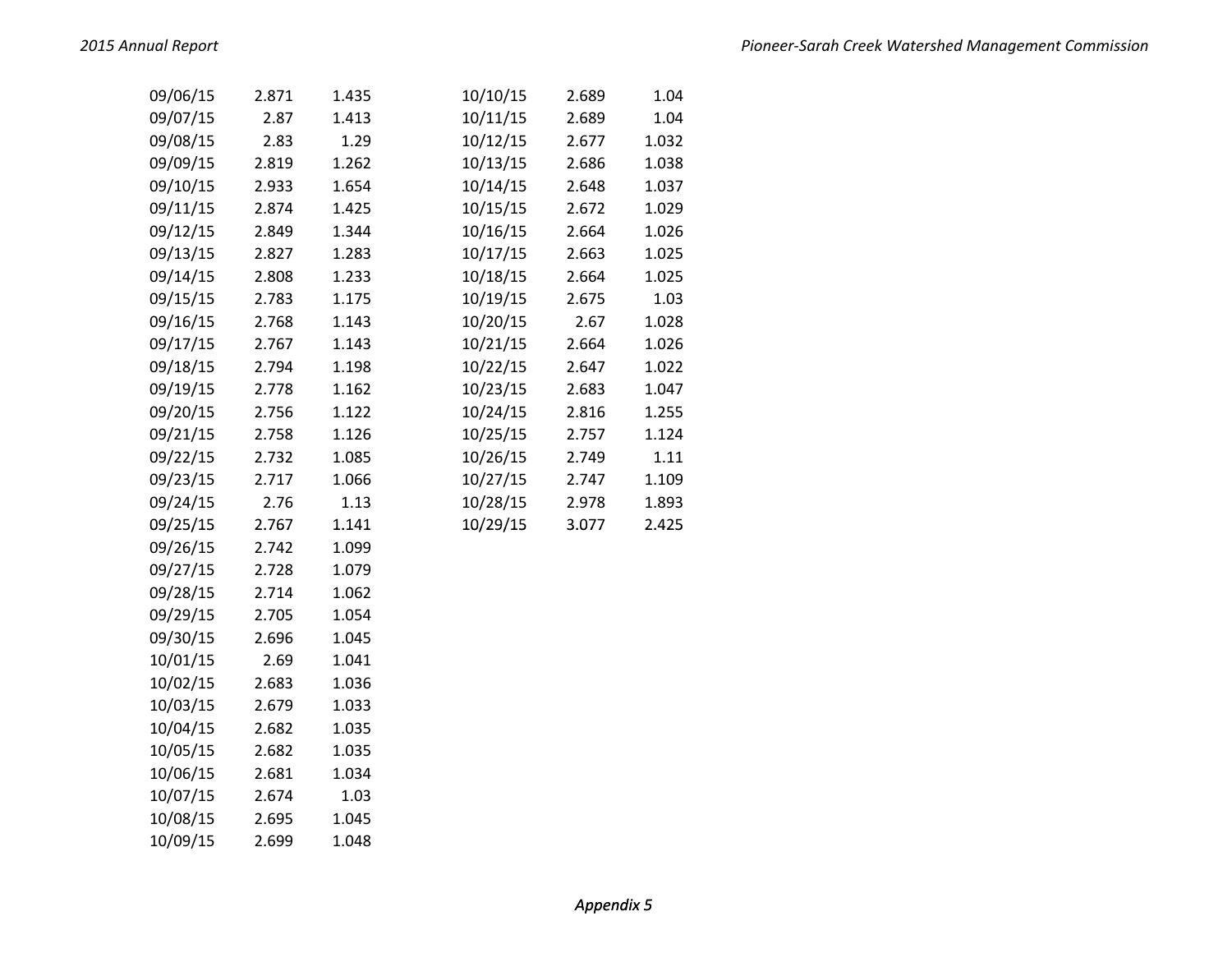| | | |
|---|---|---|
| 09/06/15 | 2.871 | 1.435 |
| 09/07/15 | 2.87 | 1.413 |
| 09/08/15 | 2.83 | 1.29 |
| 09/09/15 | 2.819 | 1.262 |
| 09/10/15 | 2.933 | 1.654 |
| 09/11/15 | 2.874 | 1.425 |
| 09/12/15 | 2.849 | 1.344 |
| 09/13/15 | 2.827 | 1.283 |
| 09/14/15 | 2.808 | 1.233 |
| 09/15/15 | 2.783 | 1.175 |
| 09/16/15 | 2.768 | 1.143 |
| 09/17/15 | 2.767 | 1.143 |
| 09/18/15 | 2.794 | 1.198 |
| 09/19/15 | 2.778 | 1.162 |
| 09/20/15 | 2.756 | 1.122 |
| 09/21/15 | 2.758 | 1.126 |
| 09/22/15 | 2.732 | 1.085 |
| 09/23/15 | 2.717 | 1.066 |
| 09/24/15 | 2.76 | 1.13 |
| 09/25/15 | 2.767 | 1.141 |
| 09/26/15 | 2.742 | 1.099 |
| 09/27/15 | 2.728 | 1.079 |
| 09/28/15 | 2.714 | 1.062 |
| 09/29/15 | 2.705 | 1.054 |
| 09/30/15 | 2.696 | 1.045 |
| 10/01/15 | 2.69 | 1.041 |
| 10/02/15 | 2.683 | 1.036 |
| 10/03/15 | 2.679 | 1.033 |
| 10/04/15 | 2.682 | 1.035 |
| 10/05/15 | 2.682 | 1.035 |
| 10/06/15 | 2.681 | 1.034 |
| 10/07/15 | 2.674 | 1.03 |
| 10/08/15 | 2.695 | 1.045 |
| 10/09/15 | 2.699 | 1.048 |
| 10/10/15 | 2.689 | 1.04 |
| 10/11/15 | 2.689 | 1.04 |
| 10/12/15 | 2.677 | 1.032 |
| 10/13/15 | 2.686 | 1.038 |
| 10/14/15 | 2.648 | 1.037 |
| 10/15/15 | 2.672 | 1.029 |
| 10/16/15 | 2.664 | 1.026 |
| 10/17/15 | 2.663 | 1.025 |
| 10/18/15 | 2.664 | 1.025 |
| 10/19/15 | 2.675 | 1.03 |
| 10/20/15 | 2.67 | 1.028 |
| 10/21/15 | 2.664 | 1.026 |
| 10/22/15 | 2.647 | 1.022 |
| 10/23/15 | 2.683 | 1.047 |
| 10/24/15 | 2.816 | 1.255 |
| 10/25/15 | 2.757 | 1.124 |
| 10/26/15 | 2.749 | 1.11 |
| 10/27/15 | 2.747 | 1.109 |
| 10/28/15 | 2.978 | 1.893 |
| 10/29/15 | 3.077 | 2.425 |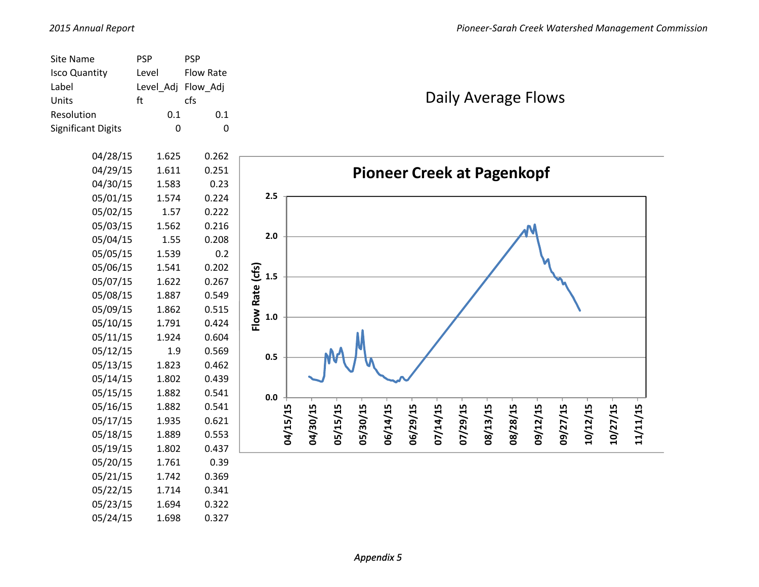| Site Name | PSP | PSP |
|---|---|---|
| Isco Quantity | Level | Flow Rate |
| Label | Level_Adj | Flow_Adj |
| Units | ft | cfs |
| Resolution | 0.1 | 0.1 |
| Significant Digits | 0 | 0 |
| 04/28/15 | 1.625 | 0.262 |
| 04/29/15 | 1.611 | 0.251 |
| 04/30/15 | 1.583 | 0.23 |
| 05/01/15 | 1.574 | 0.224 |
| 05/02/15 | 1.57 | 0.222 |
| 05/03/15 | 1.562 | 0.216 |
| 05/04/15 | 1.55 | 0.208 |
| 05/05/15 | 1.539 | 0.2 |
| 05/06/15 | 1.541 | 0.202 |
| 05/07/15 | 1.622 | 0.267 |
| 05/08/15 | 1.887 | 0.549 |
| 05/09/15 | 1.862 | 0.515 |
| 05/10/15 | 1.791 | 0.424 |
| 05/11/15 | 1.924 | 0.604 |
| 05/12/15 | 1.9 | 0.569 |
| 05/13/15 | 1.823 | 0.462 |
| 05/14/15 | 1.802 | 0.439 |
| 05/15/15 | 1.882 | 0.541 |
| 05/16/15 | 1.882 | 0.541 |
| 05/17/15 | 1.935 | 0.621 |
| 05/18/15 | 1.889 | 0.553 |
| 05/19/15 | 1.802 | 0.437 |
| 05/20/15 | 1.761 | 0.39 |
| 05/21/15 | 1.742 | 0.369 |
| 05/22/15 | 1.714 | 0.341 |
| 05/23/15 | 1.694 | 0.322 |
| 05/24/15 | 1.698 | 0.327 |

## Daily Average Flows

**Pioneer Creek at Pagenkopf**

Flow Rate (cfs): 0.0, 0.5, 1.0, 1.5, 2.0, 2.5

04/15/15, 04/30/15, 05/15/15, 05/30/15, 06/14/15, 06/29/15, 07/14/15, 07/29/15, 08/13/15, 08/28/15, 09/12/15, 09/27/15, 10/12/15, 10/27/15, 11/11/15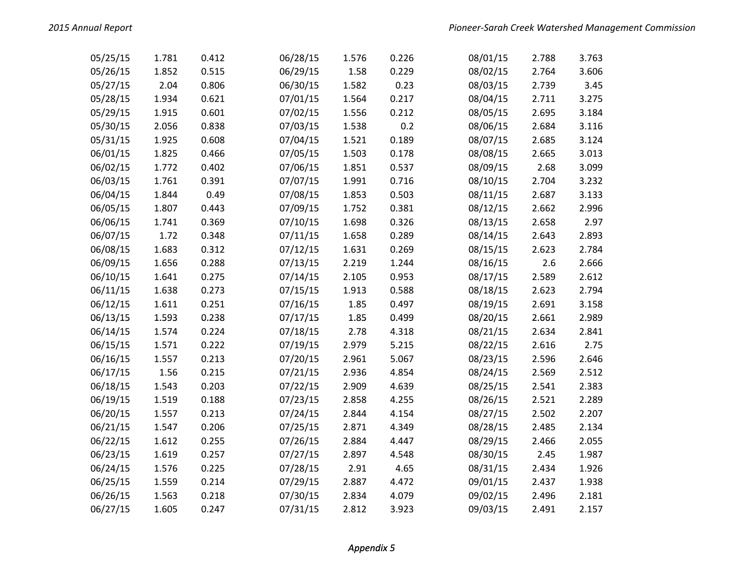| | | |
|---|---|---|
| 05/25/15 | 1.781 | 0.412 |
| 05/26/15 | 1.852 | 0.515 |
| 05/27/15 | 2.04 | 0.806 |
| 05/28/15 | 1.934 | 0.621 |
| 05/29/15 | 1.915 | 0.601 |
| 05/30/15 | 2.056 | 0.838 |
| 05/31/15 | 1.925 | 0.608 |
| 06/01/15 | 1.825 | 0.466 |
| 06/02/15 | 1.772 | 0.402 |
| 06/03/15 | 1.761 | 0.391 |
| 06/04/15 | 1.844 | 0.49 |
| 06/05/15 | 1.807 | 0.443 |
| 06/06/15 | 1.741 | 0.369 |
| 06/07/15 | 1.72 | 0.348 |
| 06/08/15 | 1.683 | 0.312 |
| 06/09/15 | 1.656 | 0.288 |
| 06/10/15 | 1.641 | 0.275 |
| 06/11/15 | 1.638 | 0.273 |
| 06/12/15 | 1.611 | 0.251 |
| 06/13/15 | 1.593 | 0.238 |
| 06/14/15 | 1.574 | 0.224 |
| 06/15/15 | 1.571 | 0.222 |
| 06/16/15 | 1.557 | 0.213 |
| 06/17/15 | 1.56 | 0.215 |
| 06/18/15 | 1.543 | 0.203 |
| 06/19/15 | 1.519 | 0.188 |
| 06/20/15 | 1.557 | 0.213 |
| 06/21/15 | 1.547 | 0.206 |
| 06/22/15 | 1.612 | 0.255 |
| 06/23/15 | 1.619 | 0.257 |
| 06/24/15 | 1.576 | 0.225 |
| 06/25/15 | 1.559 | 0.214 |
| 06/26/15 | 1.563 | 0.218 |
| 06/27/15 | 1.605 | 0.247 |
| 06/28/15 | 1.576 | 0.226 |
| 06/29/15 | 1.58 | 0.229 |
| 06/30/15 | 1.582 | 0.23 |
| 07/01/15 | 1.564 | 0.217 |
| 07/02/15 | 1.556 | 0.212 |
| 07/03/15 | 1.538 | 0.2 |
| 07/04/15 | 1.521 | 0.189 |
| 07/05/15 | 1.503 | 0.178 |
| 07/06/15 | 1.851 | 0.537 |
| 07/07/15 | 1.991 | 0.716 |
| 07/08/15 | 1.853 | 0.503 |
| 07/09/15 | 1.752 | 0.381 |
| 07/10/15 | 1.698 | 0.326 |
| 07/11/15 | 1.658 | 0.289 |
| 07/12/15 | 1.631 | 0.269 |
| 07/13/15 | 2.219 | 1.244 |
| 07/14/15 | 2.105 | 0.953 |
| 07/15/15 | 1.913 | 0.588 |
| 07/16/15 | 1.85 | 0.497 |
| 07/17/15 | 1.85 | 0.499 |
| 07/18/15 | 2.78 | 4.318 |
| 07/19/15 | 2.979 | 5.215 |
| 07/20/15 | 2.961 | 5.067 |
| 07/21/15 | 2.936 | 4.854 |
| 07/22/15 | 2.909 | 4.639 |
| 07/23/15 | 2.858 | 4.255 |
| 07/24/15 | 2.844 | 4.154 |
| 07/25/15 | 2.871 | 4.349 |
| 07/26/15 | 2.884 | 4.447 |
| 07/27/15 | 2.897 | 4.548 |
| 07/28/15 | 2.91 | 4.65 |
| 07/29/15 | 2.887 | 4.472 |
| 07/30/15 | 2.834 | 4.079 |
| 07/31/15 | 2.812 | 3.923 |
| 08/01/15 | 2.788 | 3.763 |
| 08/02/15 | 2.764 | 3.606 |
| 08/03/15 | 2.739 | 3.45 |
| 08/04/15 | 2.711 | 3.275 |
| 08/05/15 | 2.695 | 3.184 |
| 08/06/15 | 2.684 | 3.116 |
| 08/07/15 | 2.685 | 3.124 |
| 08/08/15 | 2.665 | 3.013 |
| 08/09/15 | 2.68 | 3.099 |
| 08/10/15 | 2.704 | 3.232 |
| 08/11/15 | 2.687 | 3.133 |
| 08/12/15 | 2.662 | 2.996 |
| 08/13/15 | 2.658 | 2.97 |
| 08/14/15 | 2.643 | 2.893 |
| 08/15/15 | 2.623 | 2.784 |
| 08/16/15 | 2.6 | 2.666 |
| 08/17/15 | 2.589 | 2.612 |
| 08/18/15 | 2.623 | 2.794 |
| 08/19/15 | 2.691 | 3.158 |
| 08/20/15 | 2.661 | 2.989 |
| 08/21/15 | 2.634 | 2.841 |
| 08/22/15 | 2.616 | 2.75 |
| 08/23/15 | 2.596 | 2.646 |
| 08/24/15 | 2.569 | 2.512 |
| 08/25/15 | 2.541 | 2.383 |
| 08/26/15 | 2.521 | 2.289 |
| 08/27/15 | 2.502 | 2.207 |
| 08/28/15 | 2.485 | 2.134 |
| 08/29/15 | 2.466 | 2.055 |
| 08/30/15 | 2.45 | 1.987 |
| 08/31/15 | 2.434 | 1.926 |
| 09/01/15 | 2.437 | 1.938 |
| 09/02/15 | 2.496 | 2.181 |
| 09/03/15 | 2.491 | 2.157 |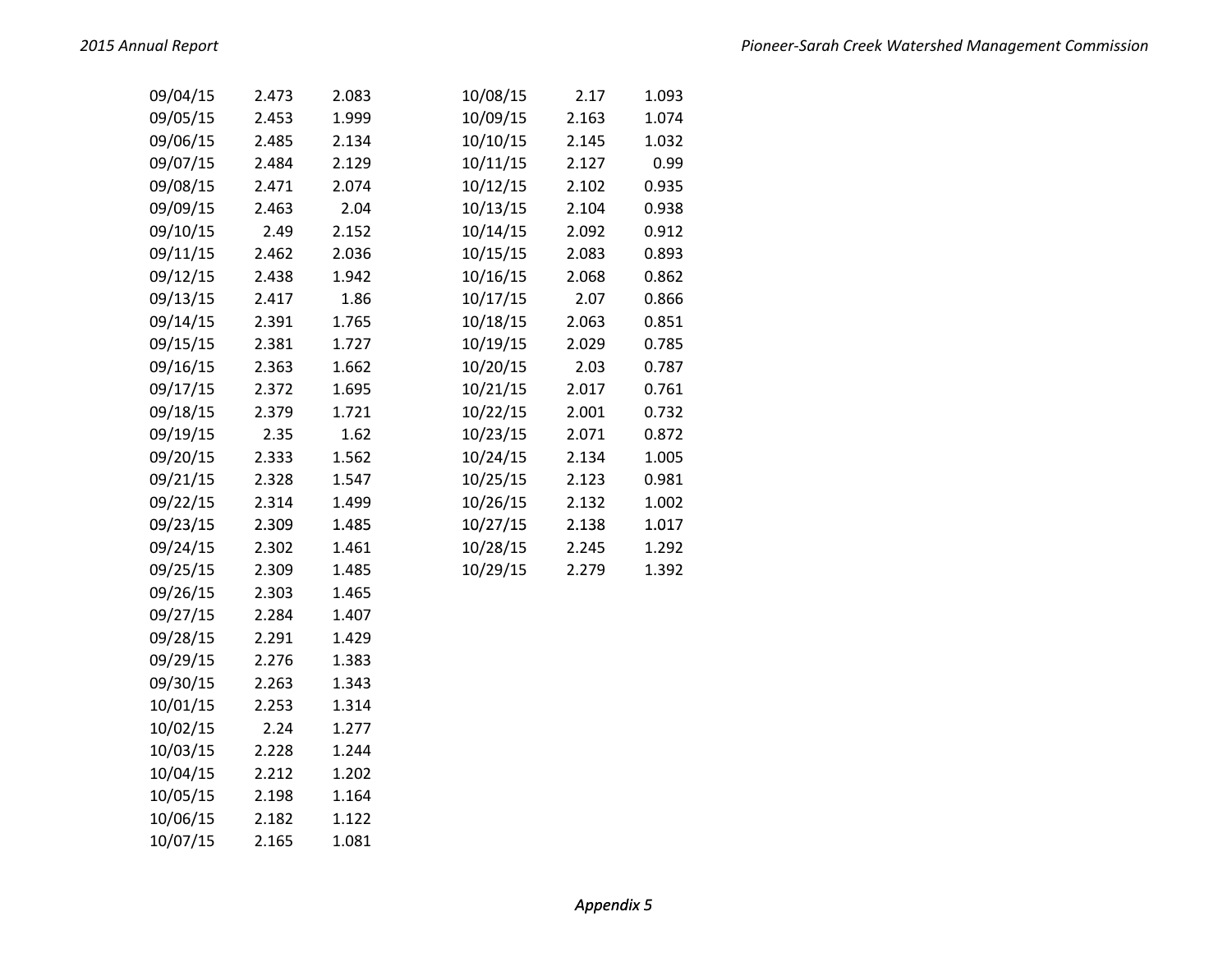| | | |
|---|---|---|
| 09/04/15 | 2.473 | 2.083 |
| 09/05/15 | 2.453 | 1.999 |
| 09/06/15 | 2.485 | 2.134 |
| 09/07/15 | 2.484 | 2.129 |
| 09/08/15 | 2.471 | 2.074 |
| 09/09/15 | 2.463 | 2.04 |
| 09/10/15 | 2.49 | 2.152 |
| 09/11/15 | 2.462 | 2.036 |
| 09/12/15 | 2.438 | 1.942 |
| 09/13/15 | 2.417 | 1.86 |
| 09/14/15 | 2.391 | 1.765 |
| 09/15/15 | 2.381 | 1.727 |
| 09/16/15 | 2.363 | 1.662 |
| 09/17/15 | 2.372 | 1.695 |
| 09/18/15 | 2.379 | 1.721 |
| 09/19/15 | 2.35 | 1.62 |
| 09/20/15 | 2.333 | 1.562 |
| 09/21/15 | 2.328 | 1.547 |
| 09/22/15 | 2.314 | 1.499 |
| 09/23/15 | 2.309 | 1.485 |
| 09/24/15 | 2.302 | 1.461 |
| 09/25/15 | 2.309 | 1.485 |
| 09/26/15 | 2.303 | 1.465 |
| 09/27/15 | 2.284 | 1.407 |
| 09/28/15 | 2.291 | 1.429 |
| 09/29/15 | 2.276 | 1.383 |
| 09/30/15 | 2.263 | 1.343 |
| 10/01/15 | 2.253 | 1.314 |
| 10/02/15 | 2.24 | 1.277 |
| 10/03/15 | 2.228 | 1.244 |
| 10/04/15 | 2.212 | 1.202 |
| 10/05/15 | 2.198 | 1.164 |
| 10/06/15 | 2.182 | 1.122 |
| 10/07/15 | 2.165 | 1.081 |
| 10/08/15 | 2.17 | 1.093 |
| 10/09/15 | 2.163 | 1.074 |
| 10/10/15 | 2.145 | 1.032 |
| 10/11/15 | 2.127 | 0.99 |
| 10/12/15 | 2.102 | 0.935 |
| 10/13/15 | 2.104 | 0.938 |
| 10/14/15 | 2.092 | 0.912 |
| 10/15/15 | 2.083 | 0.893 |
| 10/16/15 | 2.068 | 0.862 |
| 10/17/15 | 2.07 | 0.866 |
| 10/18/15 | 2.063 | 0.851 |
| 10/19/15 | 2.029 | 0.785 |
| 10/20/15 | 2.03 | 0.787 |
| 10/21/15 | 2.017 | 0.761 |
| 10/22/15 | 2.001 | 0.732 |
| 10/23/15 | 2.071 | 0.872 |
| 10/24/15 | 2.134 | 1.005 |
| 10/25/15 | 2.123 | 0.981 |
| 10/26/15 | 2.132 | 1.002 |
| 10/27/15 | 2.138 | 1.017 |
| 10/28/15 | 2.245 | 1.292 |
| 10/29/15 | 2.279 | 1.392 |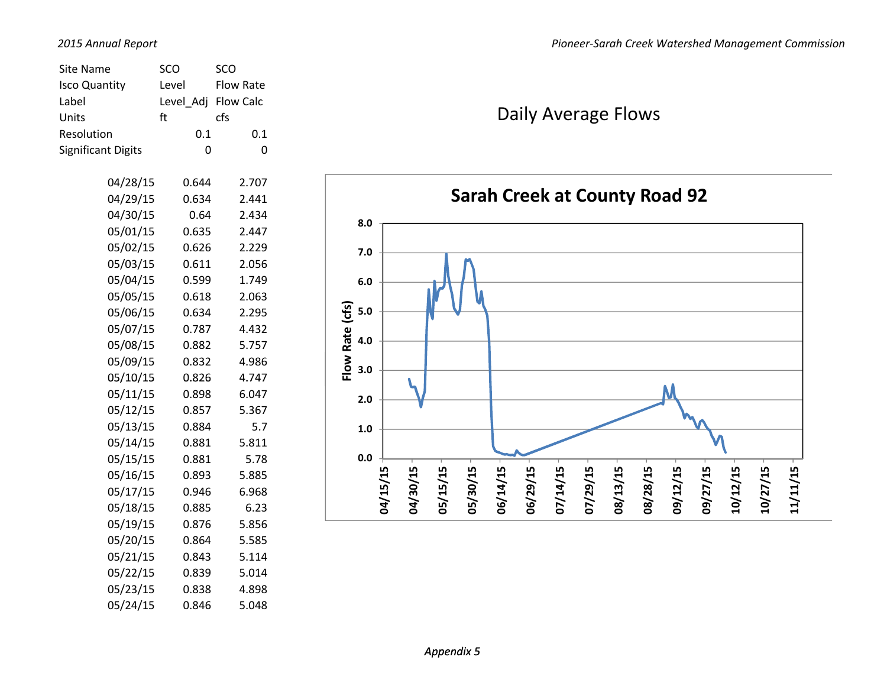| Site Name | SCO | SCO |
|---|---|---|
| Isco Quantity | Level | Flow Rate |
| Label | Level_Adj | Flow Calc |
| Units | ft | cfs |
| Resolution | 0.1 | 0.1 |
| Significant Digits | 0 | 0 |
| 04/28/15 | 0.644 | 2.707 |
| 04/29/15 | 0.634 | 2.441 |
| 04/30/15 | 0.64 | 2.434 |
| 05/01/15 | 0.635 | 2.447 |
| 05/02/15 | 0.626 | 2.229 |
| 05/03/15 | 0.611 | 2.056 |
| 05/04/15 | 0.599 | 1.749 |
| 05/05/15 | 0.618 | 2.063 |
| 05/06/15 | 0.634 | 2.295 |
| 05/07/15 | 0.787 | 4.432 |
| 05/08/15 | 0.882 | 5.757 |
| 05/09/15 | 0.832 | 4.986 |
| 05/10/15 | 0.826 | 4.747 |
| 05/11/15 | 0.898 | 6.047 |
| 05/12/15 | 0.857 | 5.367 |
| 05/13/15 | 0.884 | 5.7 |
| 05/14/15 | 0.881 | 5.811 |
| 05/15/15 | 0.881 | 5.78 |
| 05/16/15 | 0.893 | 5.885 |
| 05/17/15 | 0.946 | 6.968 |
| 05/18/15 | 0.885 | 6.23 |
| 05/19/15 | 0.876 | 5.856 |
| 05/20/15 | 0.864 | 5.585 |
| 05/21/15 | 0.843 | 5.114 |
| 05/22/15 | 0.839 | 5.014 |
| 05/23/15 | 0.838 | 4.898 |
| 05/24/15 | 0.846 | 5.048 |

## Daily Average Flows

**Sarah Creek at County Road 92**

Appendix 5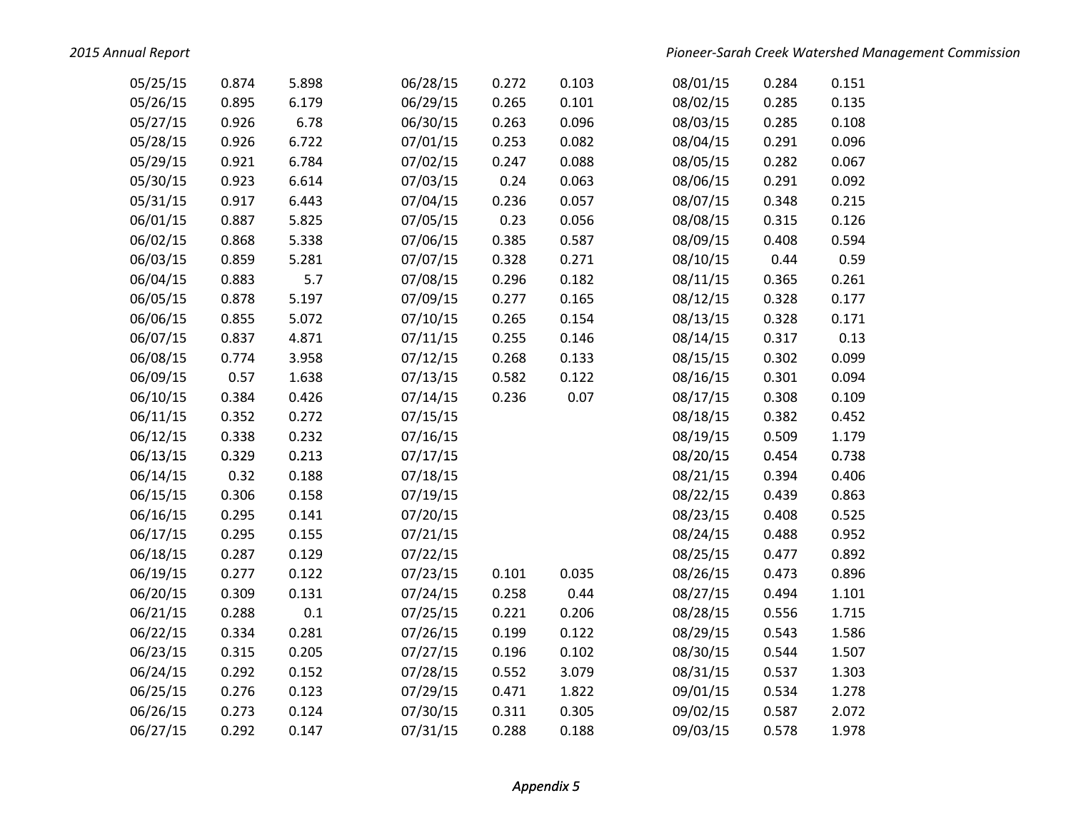| Date | | | Date | | | Date | | |
|---|---|---|---|---|---|---|---|---|
| 05/25/15 | 0.874 | 5.898 | 06/28/15 | 0.272 | 0.103 | 08/01/15 | 0.284 | 0.151 |
| 05/26/15 | 0.895 | 6.179 | 06/29/15 | 0.265 | 0.101 | 08/02/15 | 0.285 | 0.135 |
| 05/27/15 | 0.926 | 6.78 | 06/30/15 | 0.263 | 0.096 | 08/03/15 | 0.285 | 0.108 |
| 05/28/15 | 0.926 | 6.722 | 07/01/15 | 0.253 | 0.082 | 08/04/15 | 0.291 | 0.096 |
| 05/29/15 | 0.921 | 6.784 | 07/02/15 | 0.247 | 0.088 | 08/05/15 | 0.282 | 0.067 |
| 05/30/15 | 0.923 | 6.614 | 07/03/15 | 0.24 | 0.063 | 08/06/15 | 0.291 | 0.092 |
| 05/31/15 | 0.917 | 6.443 | 07/04/15 | 0.236 | 0.057 | 08/07/15 | 0.348 | 0.215 |
| 06/01/15 | 0.887 | 5.825 | 07/05/15 | 0.23 | 0.056 | 08/08/15 | 0.315 | 0.126 |
| 06/02/15 | 0.868 | 5.338 | 07/06/15 | 0.385 | 0.587 | 08/09/15 | 0.408 | 0.594 |
| 06/03/15 | 0.859 | 5.281 | 07/07/15 | 0.328 | 0.271 | 08/10/15 | 0.44 | 0.59 |
| 06/04/15 | 0.883 | 5.7 | 07/08/15 | 0.296 | 0.182 | 08/11/15 | 0.365 | 0.261 |
| 06/05/15 | 0.878 | 5.197 | 07/09/15 | 0.277 | 0.165 | 08/12/15 | 0.328 | 0.177 |
| 06/06/15 | 0.855 | 5.072 | 07/10/15 | 0.265 | 0.154 | 08/13/15 | 0.328 | 0.171 |
| 06/07/15 | 0.837 | 4.871 | 07/11/15 | 0.255 | 0.146 | 08/14/15 | 0.317 | 0.13 |
| 06/08/15 | 0.774 | 3.958 | 07/12/15 | 0.268 | 0.133 | 08/15/15 | 0.302 | 0.099 |
| 06/09/15 | 0.57 | 1.638 | 07/13/15 | 0.582 | 0.122 | 08/16/15 | 0.301 | 0.094 |
| 06/10/15 | 0.384 | 0.426 | 07/14/15 | 0.236 | 0.07 | 08/17/15 | 0.308 | 0.109 |
| 06/11/15 | 0.352 | 0.272 | 07/15/15 | | | 08/18/15 | 0.382 | 0.452 |
| 06/12/15 | 0.338 | 0.232 | 07/16/15 | | | 08/19/15 | 0.509 | 1.179 |
| 06/13/15 | 0.329 | 0.213 | 07/17/15 | | | 08/20/15 | 0.454 | 0.738 |
| 06/14/15 | 0.32 | 0.188 | 07/18/15 | | | 08/21/15 | 0.394 | 0.406 |
| 06/15/15 | 0.306 | 0.158 | 07/19/15 | | | 08/22/15 | 0.439 | 0.863 |
| 06/16/15 | 0.295 | 0.141 | 07/20/15 | | | 08/23/15 | 0.408 | 0.525 |
| 06/17/15 | 0.295 | 0.155 | 07/21/15 | | | 08/24/15 | 0.488 | 0.952 |
| 06/18/15 | 0.287 | 0.129 | 07/22/15 | | | 08/25/15 | 0.477 | 0.892 |
| 06/19/15 | 0.277 | 0.122 | 07/23/15 | 0.101 | 0.035 | 08/26/15 | 0.473 | 0.896 |
| 06/20/15 | 0.309 | 0.131 | 07/24/15 | 0.258 | 0.44 | 08/27/15 | 0.494 | 1.101 |
| 06/21/15 | 0.288 | 0.1 | 07/25/15 | 0.221 | 0.206 | 08/28/15 | 0.556 | 1.715 |
| 06/22/15 | 0.334 | 0.281 | 07/26/15 | 0.199 | 0.122 | 08/29/15 | 0.543 | 1.586 |
| 06/23/15 | 0.315 | 0.205 | 07/27/15 | 0.196 | 0.102 | 08/30/15 | 0.544 | 1.507 |
| 06/24/15 | 0.292 | 0.152 | 07/28/15 | 0.552 | 3.079 | 08/31/15 | 0.537 | 1.303 |
| 06/25/15 | 0.276 | 0.123 | 07/29/15 | 0.471 | 1.822 | 09/01/15 | 0.534 | 1.278 |
| 06/26/15 | 0.273 | 0.124 | 07/30/15 | 0.311 | 0.305 | 09/02/15 | 0.587 | 2.072 |
| 06/27/15 | 0.292 | 0.147 | 07/31/15 | 0.288 | 0.188 | 09/03/15 | 0.578 | 1.978 |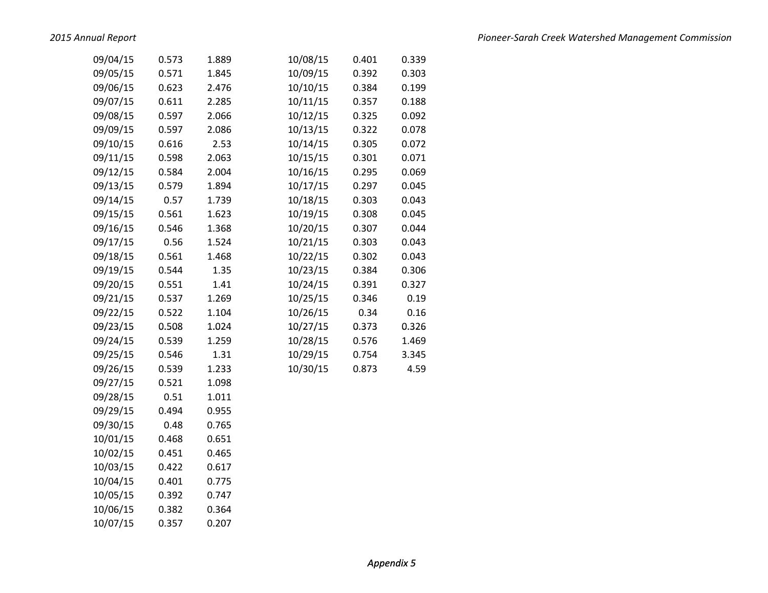| | | |
|---|---|---|
| 09/04/15 | 0.573 | 1.889 |
| 09/05/15 | 0.571 | 1.845 |
| 09/06/15 | 0.623 | 2.476 |
| 09/07/15 | 0.611 | 2.285 |
| 09/08/15 | 0.597 | 2.066 |
| 09/09/15 | 0.597 | 2.086 |
| 09/10/15 | 0.616 | 2.53 |
| 09/11/15 | 0.598 | 2.063 |
| 09/12/15 | 0.584 | 2.004 |
| 09/13/15 | 0.579 | 1.894 |
| 09/14/15 | 0.57 | 1.739 |
| 09/15/15 | 0.561 | 1.623 |
| 09/16/15 | 0.546 | 1.368 |
| 09/17/15 | 0.56 | 1.524 |
| 09/18/15 | 0.561 | 1.468 |
| 09/19/15 | 0.544 | 1.35 |
| 09/20/15 | 0.551 | 1.41 |
| 09/21/15 | 0.537 | 1.269 |
| 09/22/15 | 0.522 | 1.104 |
| 09/23/15 | 0.508 | 1.024 |
| 09/24/15 | 0.539 | 1.259 |
| 09/25/15 | 0.546 | 1.31 |
| 09/26/15 | 0.539 | 1.233 |
| 09/27/15 | 0.521 | 1.098 |
| 09/28/15 | 0.51 | 1.011 |
| 09/29/15 | 0.494 | 0.955 |
| 09/30/15 | 0.48 | 0.765 |
| 10/01/15 | 0.468 | 0.651 |
| 10/02/15 | 0.451 | 0.465 |
| 10/03/15 | 0.422 | 0.617 |
| 10/04/15 | 0.401 | 0.775 |
| 10/05/15 | 0.392 | 0.747 |
| 10/06/15 | 0.382 | 0.364 |
| 10/07/15 | 0.357 | 0.207 |
| 10/08/15 | 0.401 | 0.339 |
| 10/09/15 | 0.392 | 0.303 |
| 10/10/15 | 0.384 | 0.199 |
| 10/11/15 | 0.357 | 0.188 |
| 10/12/15 | 0.325 | 0.092 |
| 10/13/15 | 0.322 | 0.078 |
| 10/14/15 | 0.305 | 0.072 |
| 10/15/15 | 0.301 | 0.071 |
| 10/16/15 | 0.295 | 0.069 |
| 10/17/15 | 0.297 | 0.045 |
| 10/18/15 | 0.303 | 0.043 |
| 10/19/15 | 0.308 | 0.045 |
| 10/20/15 | 0.307 | 0.044 |
| 10/21/15 | 0.303 | 0.043 |
| 10/22/15 | 0.302 | 0.043 |
| 10/23/15 | 0.384 | 0.306 |
| 10/24/15 | 0.391 | 0.327 |
| 10/25/15 | 0.346 | 0.19 |
| 10/26/15 | 0.34 | 0.16 |
| 10/27/15 | 0.373 | 0.326 |
| 10/28/15 | 0.576 | 1.469 |
| 10/29/15 | 0.754 | 3.345 |
| 10/30/15 | 0.873 | 4.59 |

*Appendix 5*